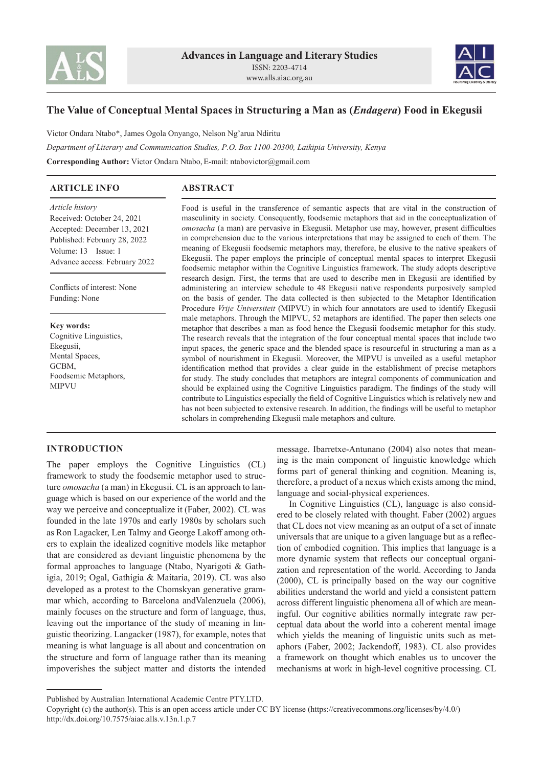# The Value of Conceptual Mental Spaces in Structuring a Man as (*Endagera*) Food in Ekegusii

Victor Ondara Ntabo*, James Ogola Onyango, Nelson Ng'arua Ndiritu

*Department of Literary and Communication Studies, P.O. Box 1100-20300, Laikipia University, Kenya*

**Corresponding Author:** Victor Ondara Ntabo, E-mail: ntabovictor@gmail.com

## ARTICLE INFO

*Article history*
Received: October 24, 2021
Accepted: December 13, 2021
Published: February 28, 2022
Volume: 13 Issue: 1
Advance access: February 2022

Conflicts of interest: None
Funding: None

**Key words:**
Cognitive Linguistics,
Ekegusii,
Mental Spaces,
GCBM,
Foodsemic Metaphors,
MIPVU

## ABSTRACT

Food is useful in the transference of semantic aspects that are vital in the construction of masculinity in society. Consequently, foodsemic metaphors that aid in the conceptualization of *omosacha* (a man) are pervasive in Ekegusii. Metaphor use may, however, present difficulties in comprehension due to the various interpretations that may be assigned to each of them. The meaning of Ekegusii foodsemic metaphors may, therefore, be elusive to the native speakers of Ekegusii. The paper employs the principle of conceptual mental spaces to interpret Ekegusii foodsemic metaphor within the Cognitive Linguistics framework. The study adopts descriptive research design. First, the terms that are used to describe men in Ekegusii are identified by administering an interview schedule to 48 Ekegusii native respondents purposively sampled on the basis of gender. The data collected is then subjected to the Metaphor Identification Procedure *Vrije Universiteit* (MIPVU) in which four annotators are used to identify Ekegusii male metaphors. Through the MIPVU, 52 metaphors are identified. The paper then selects one metaphor that describes a man as food hence the Ekegusii foodsemic metaphor for this study. The research reveals that the integration of the four conceptual mental spaces that include two input spaces, the generic space and the blended space is resourceful in structuring a man as a symbol of nourishment in Ekegusii. Moreover, the MIPVU is unveiled as a useful metaphor identification method that provides a clear guide in the establishment of precise metaphors for study. The study concludes that metaphors are integral components of communication and should be explained using the Cognitive Linguistics paradigm. The findings of the study will contribute to Linguistics especially the field of Cognitive Linguistics which is relatively new and has not been subjected to extensive research. In addition, the findings will be useful to metaphor scholars in comprehending Ekegusii male metaphors and culture.

## INTRODUCTION

The paper employs the Cognitive Linguistics (CL) framework to study the foodsemic metaphor used to structure *omosacha* (a man) in Ekegusii. CL is an approach to language which is based on our experience of the world and the way we perceive and conceptualize it (Faber, 2002). CL was founded in the late 1970s and early 1980s by scholars such as Ron Lagacker, Len Talmy and George Lakoff among others to explain the idealized cognitive models like metaphor that are considered as deviant linguistic phenomena by the formal approaches to language (Ntabo, Nyarigoti & Gathigia, 2019; Ogal, Gathigia & Maitaria, 2019). CL was also developed as a protest to the Chomskyan generative grammar which, according to Barcelona andValenzuela (2006), mainly focuses on the structure and form of language, thus, leaving out the importance of the study of meaning in linguistic theorizing. Langacker (1987), for example, notes that meaning is what language is all about and concentration on the structure and form of language rather than its meaning impoverishes the subject matter and distorts the intended message. Ibarretxe-Antunano (2004) also notes that meaning is the main component of linguistic knowledge which forms part of general thinking and cognition. Meaning is, therefore, a product of a nexus which exists among the mind, language and social-physical experiences.

In Cognitive Linguistics (CL), language is also considered to be closely related with thought. Faber (2002) argues that CL does not view meaning as an output of a set of innate universals that are unique to a given language but as a reflection of embodied cognition. This implies that language is a more dynamic system that reflects our conceptual organization and representation of the world. According to Janda (2000), CL is principally based on the way our cognitive abilities understand the world and yield a consistent pattern across different linguistic phenomena all of which are meaningful. Our cognitive abilities normally integrate raw perceptual data about the world into a coherent mental image which yields the meaning of linguistic units such as metaphors (Faber, 2002; Jackendoff, 1983). CL also provides a framework on thought which enables us to uncover the mechanisms at work in high-level cognitive processing. CL

Published by Australian International Academic Centre PTY.LTD.
Copyright (c) the author(s). This is an open access article under CC BY license (https://creativecommons.org/licenses/by/4.0/)
http://dx.doi.org/10.7575/aiac.alls.v.13n.1.p.7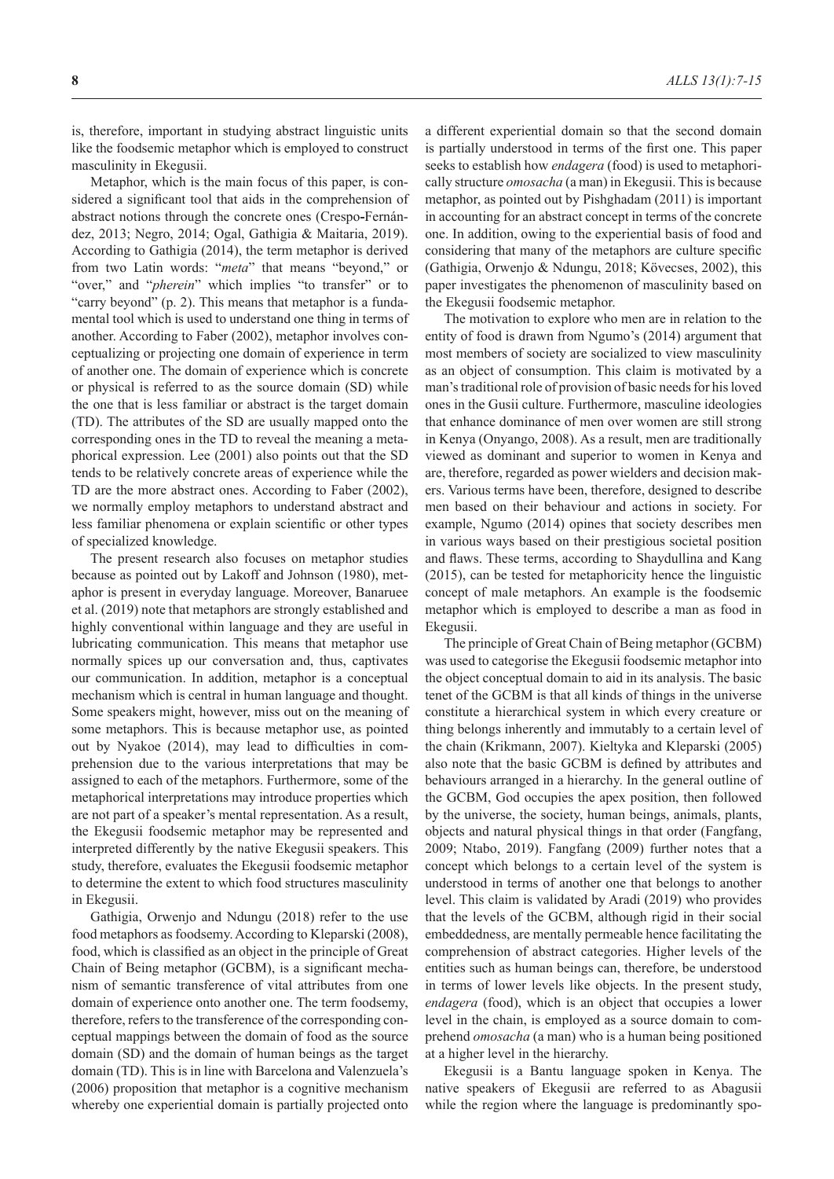is, therefore, important in studying abstract linguistic units like the foodsemic metaphor which is employed to construct masculinity in Ekegusii.

Metaphor, which is the main focus of this paper, is considered a significant tool that aids in the comprehension of abstract notions through the concrete ones (Crespo-Fernández, 2013; Negro, 2014; Ogal, Gathigia & Maitaria, 2019). According to Gathigia (2014), the term metaphor is derived from two Latin words: "*meta*" that means "beyond," or "over," and "*pherein*" which implies "to transfer" or to "carry beyond" (p. 2). This means that metaphor is a fundamental tool which is used to understand one thing in terms of another. According to Faber (2002), metaphor involves conceptualizing or projecting one domain of experience in term of another one. The domain of experience which is concrete or physical is referred to as the source domain (SD) while the one that is less familiar or abstract is the target domain (TD). The attributes of the SD are usually mapped onto the corresponding ones in the TD to reveal the meaning a metaphorical expression. Lee (2001) also points out that the SD tends to be relatively concrete areas of experience while the TD are the more abstract ones. According to Faber (2002), we normally employ metaphors to understand abstract and less familiar phenomena or explain scientific or other types of specialized knowledge.

The present research also focuses on metaphor studies because as pointed out by Lakoff and Johnson (1980), metaphor is present in everyday language. Moreover, Banaruee et al. (2019) note that metaphors are strongly established and highly conventional within language and they are useful in lubricating communication. This means that metaphor use normally spices up our conversation and, thus, captivates our communication. In addition, metaphor is a conceptual mechanism which is central in human language and thought. Some speakers might, however, miss out on the meaning of some metaphors. This is because metaphor use, as pointed out by Nyakoe (2014), may lead to difficulties in comprehension due to the various interpretations that may be assigned to each of the metaphors. Furthermore, some of the metaphorical interpretations may introduce properties which are not part of a speaker's mental representation. As a result, the Ekegusii foodsemic metaphor may be represented and interpreted differently by the native Ekegusii speakers. This study, therefore, evaluates the Ekegusii foodsemic metaphor to determine the extent to which food structures masculinity in Ekegusii.

Gathigia, Orwenjo and Ndungu (2018) refer to the use food metaphors as foodsemy. According to Kleparski (2008), food, which is classified as an object in the principle of Great Chain of Being metaphor (GCBM), is a significant mechanism of semantic transference of vital attributes from one domain of experience onto another one. The term foodsemy, therefore, refers to the transference of the corresponding conceptual mappings between the domain of food as the source domain (SD) and the domain of human beings as the target domain (TD). This is in line with Barcelona and Valenzuela's (2006) proposition that metaphor is a cognitive mechanism whereby one experiential domain is partially projected onto a different experiential domain so that the second domain is partially understood in terms of the first one. This paper seeks to establish how *endagera* (food) is used to metaphorically structure *omosacha* (a man) in Ekegusii. This is because metaphor, as pointed out by Pishghadam (2011) is important in accounting for an abstract concept in terms of the concrete one. In addition, owing to the experiential basis of food and considering that many of the metaphors are culture specific (Gathigia, Orwenjo & Ndungu, 2018; Kövecses, 2002), this paper investigates the phenomenon of masculinity based on the Ekegusii foodsemic metaphor.

The motivation to explore who men are in relation to the entity of food is drawn from Ngumo's (2014) argument that most members of society are socialized to view masculinity as an object of consumption. This claim is motivated by a man's traditional role of provision of basic needs for his loved ones in the Gusii culture. Furthermore, masculine ideologies that enhance dominance of men over women are still strong in Kenya (Onyango, 2008). As a result, men are traditionally viewed as dominant and superior to women in Kenya and are, therefore, regarded as power wielders and decision makers. Various terms have been, therefore, designed to describe men based on their behaviour and actions in society. For example, Ngumo (2014) opines that society describes men in various ways based on their prestigious societal position and flaws. These terms, according to Shaydullina and Kang (2015), can be tested for metaphoricity hence the linguistic concept of male metaphors. An example is the foodsemic metaphor which is employed to describe a man as food in Ekegusii.

The principle of Great Chain of Being metaphor (GCBM) was used to categorise the Ekegusii foodsemic metaphor into the object conceptual domain to aid in its analysis. The basic tenet of the GCBM is that all kinds of things in the universe constitute a hierarchical system in which every creature or thing belongs inherently and immutably to a certain level of the chain (Krikmann, 2007). Kieltyka and Kleparski (2005) also note that the basic GCBM is defined by attributes and behaviours arranged in a hierarchy. In the general outline of the GCBM, God occupies the apex position, then followed by the universe, the society, human beings, animals, plants, objects and natural physical things in that order (Fangfang, 2009; Ntabo, 2019). Fangfang (2009) further notes that a concept which belongs to a certain level of the system is understood in terms of another one that belongs to another level. This claim is validated by Aradi (2019) who provides that the levels of the GCBM, although rigid in their social embeddedness, are mentally permeable hence facilitating the comprehension of abstract categories. Higher levels of the entities such as human beings can, therefore, be understood in terms of lower levels like objects. In the present study, *endagera* (food), which is an object that occupies a lower level in the chain, is employed as a source domain to comprehend *omosacha* (a man) who is a human being positioned at a higher level in the hierarchy.

Ekegusii is a Bantu language spoken in Kenya. The native speakers of Ekegusii are referred to as Abagusii while the region where the language is predominantly spo-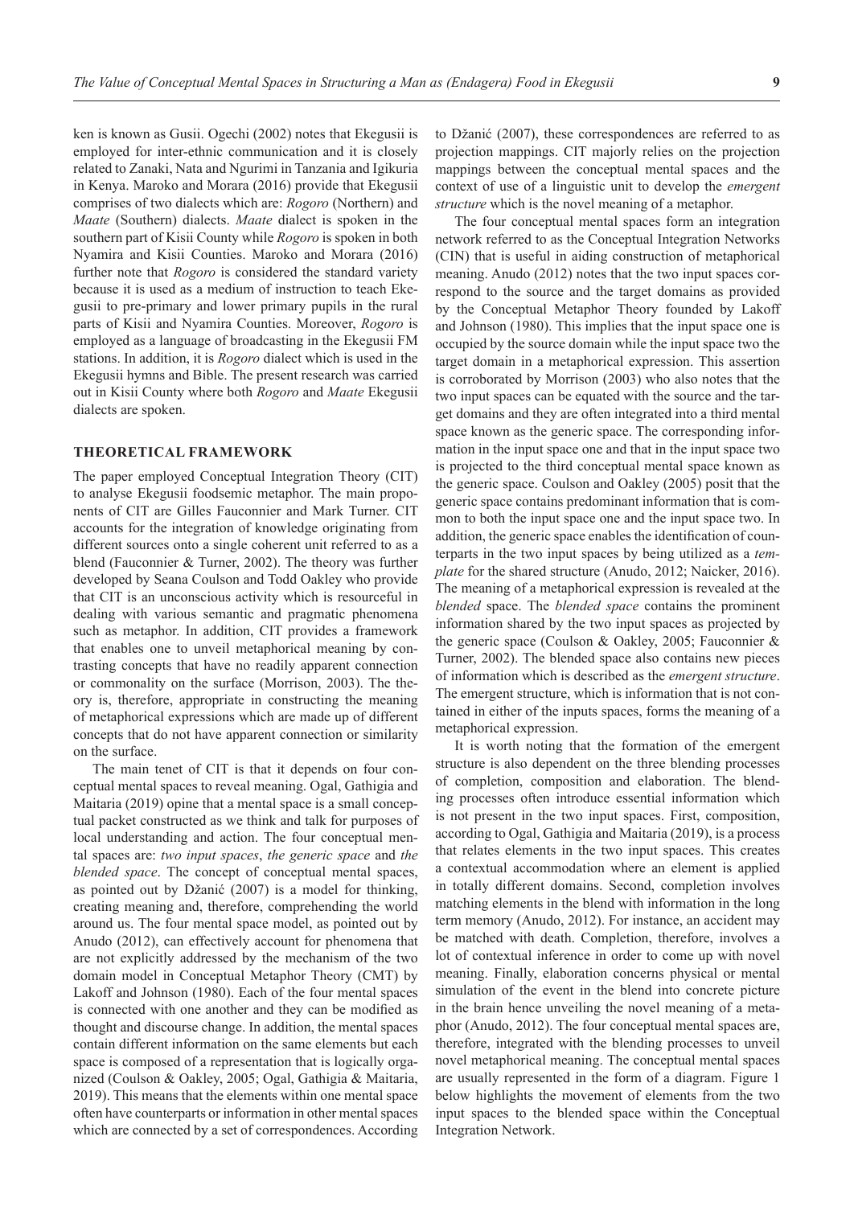ken is known as Gusii. Ogechi (2002) notes that Ekegusii is employed for inter-ethnic communication and it is closely related to Zanaki, Nata and Ngurimi in Tanzania and Igikuria in Kenya. Maroko and Morara (2016) provide that Ekegusii comprises of two dialects which are: *Rogoro* (Northern) and *Maate* (Southern) dialects. *Maate* dialect is spoken in the southern part of Kisii County while *Rogoro* is spoken in both Nyamira and Kisii Counties. Maroko and Morara (2016) further note that *Rogoro* is considered the standard variety because it is used as a medium of instruction to teach Ekegusii to pre-primary and lower primary pupils in the rural parts of Kisii and Nyamira Counties. Moreover, *Rogoro* is employed as a language of broadcasting in the Ekegusii FM stations. In addition, it is *Rogoro* dialect which is used in the Ekegusii hymns and Bible. The present research was carried out in Kisii County where both *Rogoro* and *Maate* Ekegusii dialects are spoken.

## THEORETICAL FRAMEWORK

The paper employed Conceptual Integration Theory (CIT) to analyse Ekegusii foodsemic metaphor. The main proponents of CIT are Gilles Fauconnier and Mark Turner. CIT accounts for the integration of knowledge originating from different sources onto a single coherent unit referred to as a blend (Fauconnier & Turner, 2002). The theory was further developed by Seana Coulson and Todd Oakley who provide that CIT is an unconscious activity which is resourceful in dealing with various semantic and pragmatic phenomena such as metaphor. In addition, CIT provides a framework that enables one to unveil metaphorical meaning by contrasting concepts that have no readily apparent connection or commonality on the surface (Morrison, 2003). The theory is, therefore, appropriate in constructing the meaning of metaphorical expressions which are made up of different concepts that do not have apparent connection or similarity on the surface.

The main tenet of CIT is that it depends on four conceptual mental spaces to reveal meaning. Ogal, Gathigia and Maitaria (2019) opine that a mental space is a small conceptual packet constructed as we think and talk for purposes of local understanding and action. The four conceptual mental spaces are: *two input spaces*, *the generic space* and *the blended space*. The concept of conceptual mental spaces, as pointed out by Džanić (2007) is a model for thinking, creating meaning and, therefore, comprehending the world around us. The four mental space model, as pointed out by Anudo (2012), can effectively account for phenomena that are not explicitly addressed by the mechanism of the two domain model in Conceptual Metaphor Theory (CMT) by Lakoff and Johnson (1980). Each of the four mental spaces is connected with one another and they can be modified as thought and discourse change. In addition, the mental spaces contain different information on the same elements but each space is composed of a representation that is logically organized (Coulson & Oakley, 2005; Ogal, Gathigia & Maitaria, 2019). This means that the elements within one mental space often have counterparts or information in other mental spaces which are connected by a set of correspondences. According to Džanić (2007), these correspondences are referred to as projection mappings. CIT majorly relies on the projection mappings between the conceptual mental spaces and the context of use of a linguistic unit to develop the *emergent structure* which is the novel meaning of a metaphor.

The four conceptual mental spaces form an integration network referred to as the Conceptual Integration Networks (CIN) that is useful in aiding construction of metaphorical meaning. Anudo (2012) notes that the two input spaces correspond to the source and the target domains as provided by the Conceptual Metaphor Theory founded by Lakoff and Johnson (1980). This implies that the input space one is occupied by the source domain while the input space two the target domain in a metaphorical expression. This assertion is corroborated by Morrison (2003) who also notes that the two input spaces can be equated with the source and the target domains and they are often integrated into a third mental space known as the generic space. The corresponding information in the input space one and that in the input space two is projected to the third conceptual mental space known as the generic space. Coulson and Oakley (2005) posit that the generic space contains predominant information that is common to both the input space one and the input space two. In addition, the generic space enables the identification of counterparts in the two input spaces by being utilized as a *template* for the shared structure (Anudo, 2012; Naicker, 2016). The meaning of a metaphorical expression is revealed at the *blended* space. The *blended space* contains the prominent information shared by the two input spaces as projected by the generic space (Coulson & Oakley, 2005; Fauconnier & Turner, 2002). The blended space also contains new pieces of information which is described as the *emergent structure*. The emergent structure, which is information that is not contained in either of the inputs spaces, forms the meaning of a metaphorical expression.

It is worth noting that the formation of the emergent structure is also dependent on the three blending processes of completion, composition and elaboration. The blending processes often introduce essential information which is not present in the two input spaces. First, composition, according to Ogal, Gathigia and Maitaria (2019), is a process that relates elements in the two input spaces. This creates a contextual accommodation where an element is applied in totally different domains. Second, completion involves matching elements in the blend with information in the long term memory (Anudo, 2012). For instance, an accident may be matched with death. Completion, therefore, involves a lot of contextual inference in order to come up with novel meaning. Finally, elaboration concerns physical or mental simulation of the event in the blend into concrete picture in the brain hence unveiling the novel meaning of a metaphor (Anudo, 2012). The four conceptual mental spaces are, therefore, integrated with the blending processes to unveil novel metaphorical meaning. The conceptual mental spaces are usually represented in the form of a diagram. Figure 1 below highlights the movement of elements from the two input spaces to the blended space within the Conceptual Integration Network.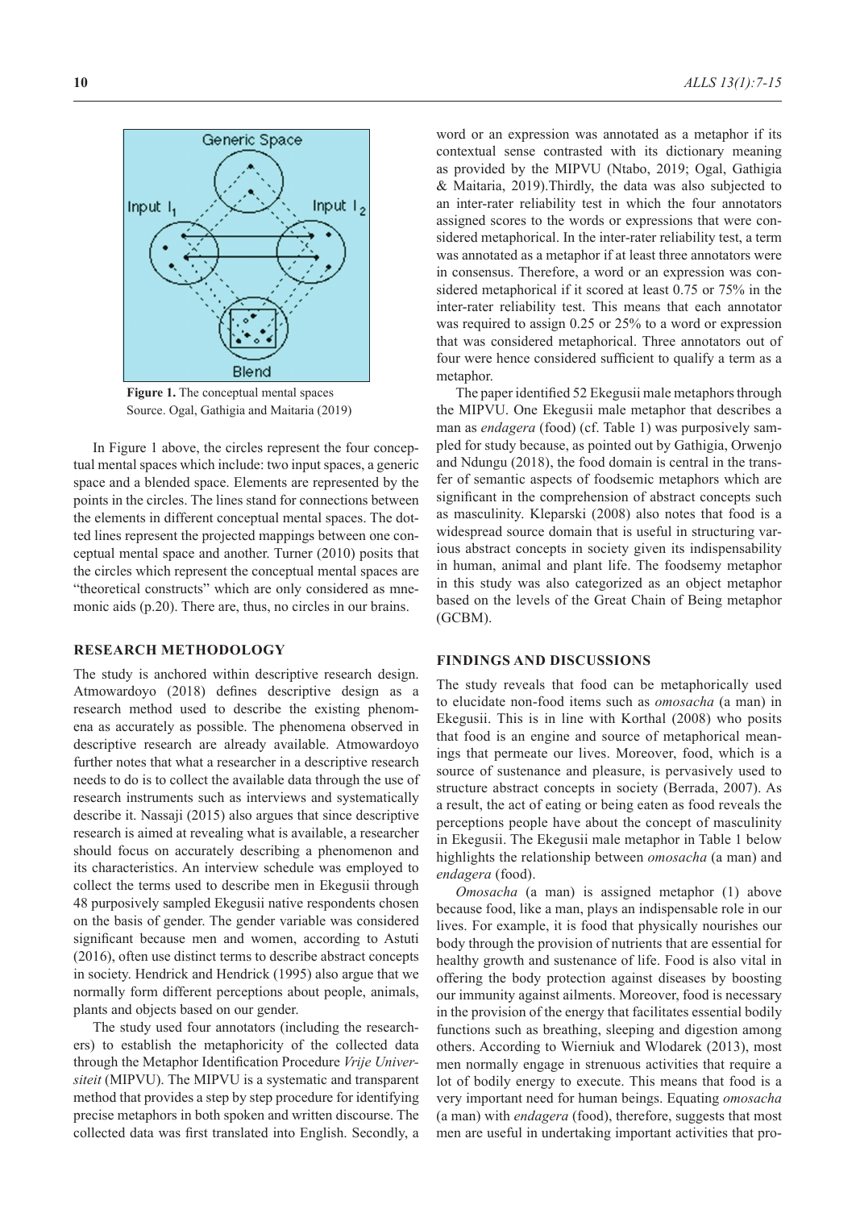**Figure 1.** The conceptual mental spaces
Source. Ogal, Gathigia and Maitaria (2019)

In Figure 1 above, the circles represent the four conceptual mental spaces which include: two input spaces, a generic space and a blended space. Elements are represented by the points in the circles. The lines stand for connections between the elements in different conceptual mental spaces. The dotted lines represent the projected mappings between one conceptual mental space and another. Turner (2010) posits that the circles which represent the conceptual mental spaces are "theoretical constructs" which are only considered as mnemonic aids (p.20). There are, thus, no circles in our brains.

## RESEARCH METHODOLOGY

The study is anchored within descriptive research design. Atmowardoyo (2018) defines descriptive design as a research method used to describe the existing phenomena as accurately as possible. The phenomena observed in descriptive research are already available. Atmowardoyo further notes that what a researcher in a descriptive research needs to do is to collect the available data through the use of research instruments such as interviews and systematically describe it. Nassaji (2015) also argues that since descriptive research is aimed at revealing what is available, a researcher should focus on accurately describing a phenomenon and its characteristics. An interview schedule was employed to collect the terms used to describe men in Ekegusii through 48 purposively sampled Ekegusii native respondents chosen on the basis of gender. The gender variable was considered significant because men and women, according to Astuti (2016), often use distinct terms to describe abstract concepts in society. Hendrick and Hendrick (1995) also argue that we normally form different perceptions about people, animals, plants and objects based on our gender.

The study used four annotators (including the researchers) to establish the metaphoricity of the collected data through the Metaphor Identification Procedure *Vrije Universiteit* (MIPVU). The MIPVU is a systematic and transparent method that provides a step by step procedure for identifying precise metaphors in both spoken and written discourse. The collected data was first translated into English. Secondly, a word or an expression was annotated as a metaphor if its contextual sense contrasted with its dictionary meaning as provided by the MIPVU (Ntabo, 2019; Ogal, Gathigia & Maitaria, 2019).Thirdly, the data was also subjected to an inter-rater reliability test in which the four annotators assigned scores to the words or expressions that were considered metaphorical. In the inter-rater reliability test, a term was annotated as a metaphor if at least three annotators were in consensus. Therefore, a word or an expression was considered metaphorical if it scored at least 0.75 or 75% in the inter-rater reliability test. This means that each annotator was required to assign 0.25 or 25% to a word or expression that was considered metaphorical. Three annotators out of four were hence considered sufficient to qualify a term as a metaphor.

The paper identified 52 Ekegusii male metaphors through the MIPVU. One Ekegusii male metaphor that describes a man as *endagera* (food) (cf. Table 1) was purposively sampled for study because, as pointed out by Gathigia, Orwenjo and Ndungu (2018), the food domain is central in the transfer of semantic aspects of foodsemic metaphors which are significant in the comprehension of abstract concepts such as masculinity. Kleparski (2008) also notes that food is a widespread source domain that is useful in structuring various abstract concepts in society given its indispensability in human, animal and plant life. The foodsemy metaphor in this study was also categorized as an object metaphor based on the levels of the Great Chain of Being metaphor (GCBM).

## FINDINGS AND DISCUSSIONS

The study reveals that food can be metaphorically used to elucidate non-food items such as *omosacha* (a man) in Ekegusii. This is in line with Korthal (2008) who posits that food is an engine and source of metaphorical meanings that permeate our lives. Moreover, food, which is a source of sustenance and pleasure, is pervasively used to structure abstract concepts in society (Berrada, 2007). As a result, the act of eating or being eaten as food reveals the perceptions people have about the concept of masculinity in Ekegusii. The Ekegusii male metaphor in Table 1 below highlights the relationship between *omosacha* (a man) and *endagera* (food).

*Omosacha* (a man) is assigned metaphor (1) above because food, like a man, plays an indispensable role in our lives. For example, it is food that physically nourishes our body through the provision of nutrients that are essential for healthy growth and sustenance of life. Food is also vital in offering the body protection against diseases by boosting our immunity against ailments. Moreover, food is necessary in the provision of the energy that facilitates essential bodily functions such as breathing, sleeping and digestion among others. According to Wierniuk and Wlodarek (2013), most men normally engage in strenuous activities that require a lot of bodily energy to execute. This means that food is a very important need for human beings. Equating *omosacha* (a man) with *endagera* (food), therefore, suggests that most men are useful in undertaking important activities that pro-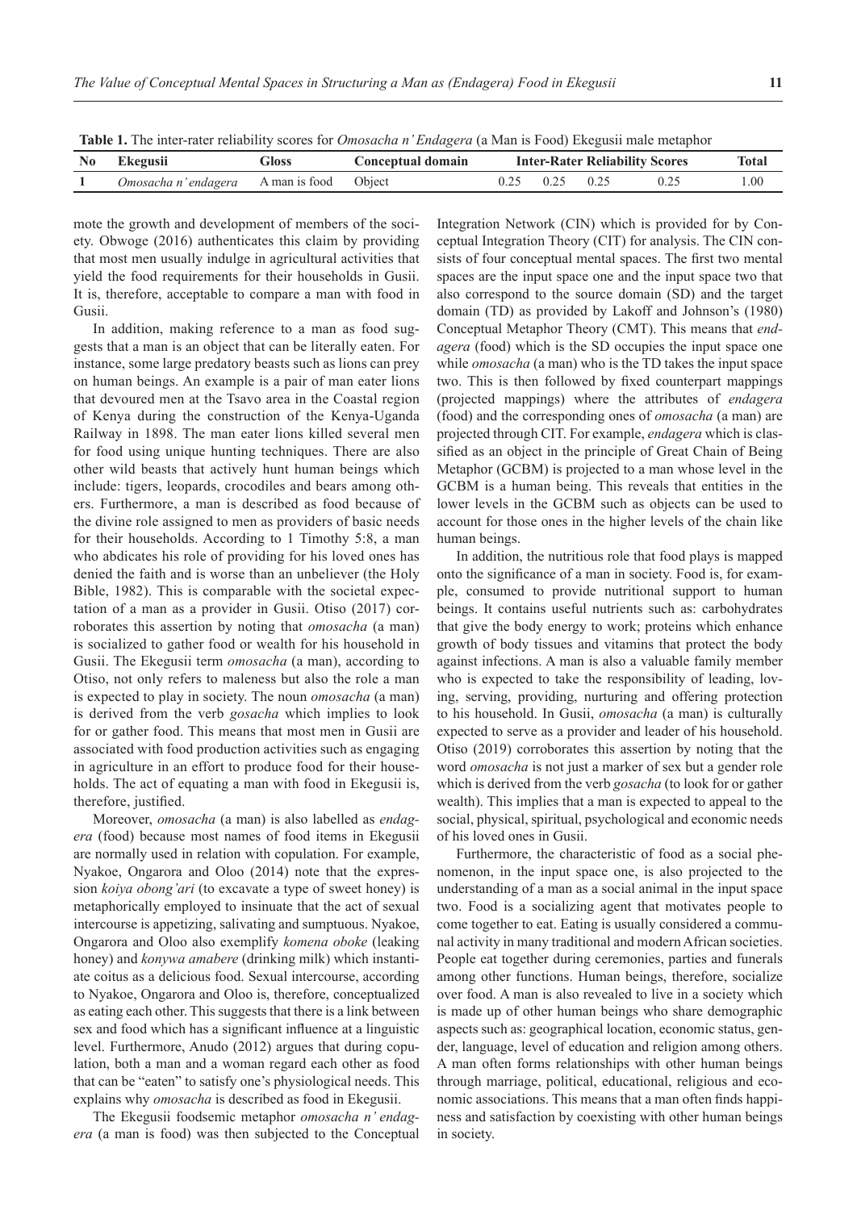**Table 1.** The inter-rater reliability scores for *Omosacha n' Endagera* (a Man is Food) Ekegusii male metaphor

| No | Ekegusii | Gloss | Conceptual domain | Inter-Rater Reliability Scores | | | | Total |
|---|---|---|---|---|---|---|---|---|
| **1** | *Omosacha n' endagera* | A man is food | Object | 0.25 | 0.25 | 0.25 | 0.25 | 1.00 |

mote the growth and development of members of the society. Obwoge (2016) authenticates this claim by providing that most men usually indulge in agricultural activities that yield the food requirements for their households in Gusii. It is, therefore, acceptable to compare a man with food in Gusii.

In addition, making reference to a man as food suggests that a man is an object that can be literally eaten. For instance, some large predatory beasts such as lions can prey on human beings. An example is a pair of man eater lions that devoured men at the Tsavo area in the Coastal region of Kenya during the construction of the Kenya-Uganda Railway in 1898. The man eater lions killed several men for food using unique hunting techniques. There are also other wild beasts that actively hunt human beings which include: tigers, leopards, crocodiles and bears among others. Furthermore, a man is described as food because of the divine role assigned to men as providers of basic needs for their households. According to 1 Timothy 5:8, a man who abdicates his role of providing for his loved ones has denied the faith and is worse than an unbeliever (the Holy Bible, 1982). This is comparable with the societal expectation of a man as a provider in Gusii. Otiso (2017) corroborates this assertion by noting that *omosacha* (a man) is socialized to gather food or wealth for his household in Gusii. The Ekegusii term *omosacha* (a man), according to Otiso, not only refers to maleness but also the role a man is expected to play in society. The noun *omosacha* (a man) is derived from the verb *gosacha* which implies to look for or gather food. This means that most men in Gusii are associated with food production activities such as engaging in agriculture in an effort to produce food for their households. The act of equating a man with food in Ekegusii is, therefore, justified.

Moreover, *omosacha* (a man) is also labelled as *endagera* (food) because most names of food items in Ekegusii are normally used in relation with copulation. For example, Nyakoe, Ongarora and Oloo (2014) note that the expression *koiya obong'ari* (to excavate a type of sweet honey) is metaphorically employed to insinuate that the act of sexual intercourse is appetizing, salivating and sumptuous. Nyakoe, Ongarora and Oloo also exemplify *komena oboke* (leaking honey) and *konywa amabere* (drinking milk) which instantiate coitus as a delicious food. Sexual intercourse, according to Nyakoe, Ongarora and Oloo is, therefore, conceptualized as eating each other. This suggests that there is a link between sex and food which has a significant influence at a linguistic level. Furthermore, Anudo (2012) argues that during copulation, both a man and a woman regard each other as food that can be "eaten" to satisfy one's physiological needs. This explains why *omosacha* is described as food in Ekegusii.

The Ekegusii foodsemic metaphor *omosacha n' endagera* (a man is food) was then subjected to the Conceptual Integration Network (CIN) which is provided for by Conceptual Integration Theory (CIT) for analysis. The CIN consists of four conceptual mental spaces. The first two mental spaces are the input space one and the input space two that also correspond to the source domain (SD) and the target domain (TD) as provided by Lakoff and Johnson's (1980) Conceptual Metaphor Theory (CMT). This means that *endagera* (food) which is the SD occupies the input space one while *omosacha* (a man) who is the TD takes the input space two. This is then followed by fixed counterpart mappings (projected mappings) where the attributes of *endagera* (food) and the corresponding ones of *omosacha* (a man) are projected through CIT. For example, *endagera* which is classified as an object in the principle of Great Chain of Being Metaphor (GCBM) is projected to a man whose level in the GCBM is a human being. This reveals that entities in the lower levels in the GCBM such as objects can be used to account for those ones in the higher levels of the chain like human beings.

In addition, the nutritious role that food plays is mapped onto the significance of a man in society. Food is, for example, consumed to provide nutritional support to human beings. It contains useful nutrients such as: carbohydrates that give the body energy to work; proteins which enhance growth of body tissues and vitamins that protect the body against infections. A man is also a valuable family member who is expected to take the responsibility of leading, loving, serving, providing, nurturing and offering protection to his household. In Gusii, *omosacha* (a man) is culturally expected to serve as a provider and leader of his household. Otiso (2019) corroborates this assertion by noting that the word *omosacha* is not just a marker of sex but a gender role which is derived from the verb *gosacha* (to look for or gather wealth). This implies that a man is expected to appeal to the social, physical, spiritual, psychological and economic needs of his loved ones in Gusii.

Furthermore, the characteristic of food as a social phenomenon, in the input space one, is also projected to the understanding of a man as a social animal in the input space two. Food is a socializing agent that motivates people to come together to eat. Eating is usually considered a communal activity in many traditional and modern African societies. People eat together during ceremonies, parties and funerals among other functions. Human beings, therefore, socialize over food. A man is also revealed to live in a society which is made up of other human beings who share demographic aspects such as: geographical location, economic status, gender, language, level of education and religion among others. A man often forms relationships with other human beings through marriage, political, educational, religious and economic associations. This means that a man often finds happiness and satisfaction by coexisting with other human beings in society.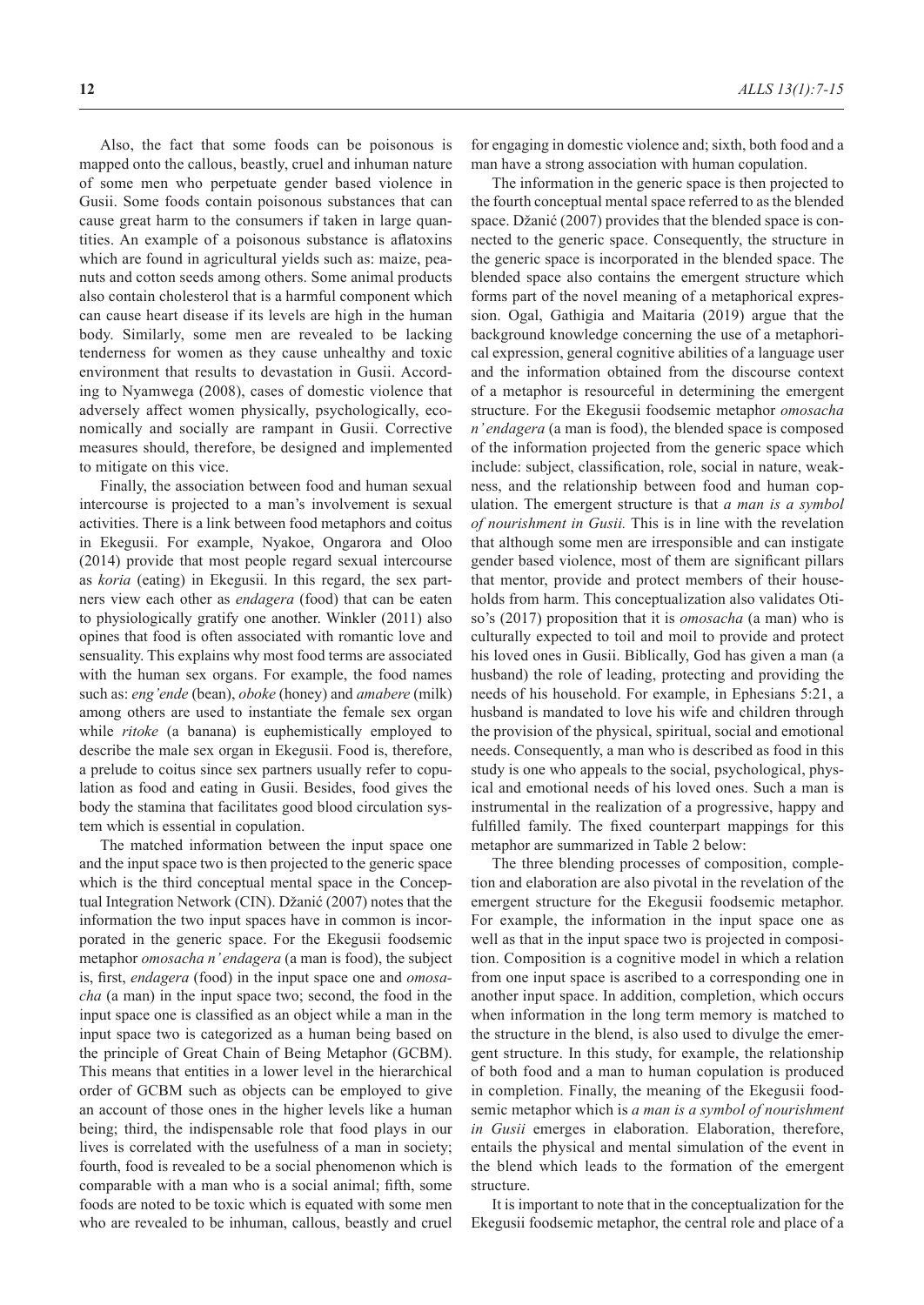Also, the fact that some foods can be poisonous is mapped onto the callous, beastly, cruel and inhuman nature of some men who perpetuate gender based violence in Gusii. Some foods contain poisonous substances that can cause great harm to the consumers if taken in large quantities. An example of a poisonous substance is aflatoxins which are found in agricultural yields such as: maize, peanuts and cotton seeds among others. Some animal products also contain cholesterol that is a harmful component which can cause heart disease if its levels are high in the human body. Similarly, some men are revealed to be lacking tenderness for women as they cause unhealthy and toxic environment that results to devastation in Gusii. According to Nyamwega (2008), cases of domestic violence that adversely affect women physically, psychologically, economically and socially are rampant in Gusii. Corrective measures should, therefore, be designed and implemented to mitigate on this vice.

Finally, the association between food and human sexual intercourse is projected to a man's involvement is sexual activities. There is a link between food metaphors and coitus in Ekegusii. For example, Nyakoe, Ongarora and Oloo (2014) provide that most people regard sexual intercourse as *koria* (eating) in Ekegusii. In this regard, the sex partners view each other as *endagera* (food) that can be eaten to physiologically gratify one another. Winkler (2011) also opines that food is often associated with romantic love and sensuality. This explains why most food terms are associated with the human sex organs. For example, the food names such as: *eng'ende* (bean), *oboke* (honey) and *amabere* (milk) among others are used to instantiate the female sex organ while *ritoke* (a banana) is euphemistically employed to describe the male sex organ in Ekegusii. Food is, therefore, a prelude to coitus since sex partners usually refer to copulation as food and eating in Gusii. Besides, food gives the body the stamina that facilitates good blood circulation system which is essential in copulation.

The matched information between the input space one and the input space two is then projected to the generic space which is the third conceptual mental space in the Conceptual Integration Network (CIN). Džanić (2007) notes that the information the two input spaces have in common is incorporated in the generic space. For the Ekegusii foodsemic metaphor *omosacha n'endagera* (a man is food), the subject is, first, *endagera* (food) in the input space one and *omosacha* (a man) in the input space two; second, the food in the input space one is classified as an object while a man in the input space two is categorized as a human being based on the principle of Great Chain of Being Metaphor (GCBM). This means that entities in a lower level in the hierarchical order of GCBM such as objects can be employed to give an account of those ones in the higher levels like a human being; third, the indispensable role that food plays in our lives is correlated with the usefulness of a man in society; fourth, food is revealed to be a social phenomenon which is comparable with a man who is a social animal; fifth, some foods are noted to be toxic which is equated with some men who are revealed to be inhuman, callous, beastly and cruel for engaging in domestic violence and; sixth, both food and a man have a strong association with human copulation.

The information in the generic space is then projected to the fourth conceptual mental space referred to as the blended space. Džanić (2007) provides that the blended space is connected to the generic space. Consequently, the structure in the generic space is incorporated in the blended space. The blended space also contains the emergent structure which forms part of the novel meaning of a metaphorical expression. Ogal, Gathigia and Maitaria (2019) argue that the background knowledge concerning the use of a metaphorical expression, general cognitive abilities of a language user and the information obtained from the discourse context of a metaphor is resourceful in determining the emergent structure. For the Ekegusii foodsemic metaphor *omosacha n'endagera* (a man is food), the blended space is composed of the information projected from the generic space which include: subject, classification, role, social in nature, weakness, and the relationship between food and human copulation. The emergent structure is that *a man is a symbol of nourishment in Gusii.* This is in line with the revelation that although some men are irresponsible and can instigate gender based violence, most of them are significant pillars that mentor, provide and protect members of their households from harm. This conceptualization also validates Otiso's (2017) proposition that it is *omosacha* (a man) who is culturally expected to toil and moil to provide and protect his loved ones in Gusii. Biblically, God has given a man (a husband) the role of leading, protecting and providing the needs of his household. For example, in Ephesians 5:21, a husband is mandated to love his wife and children through the provision of the physical, spiritual, social and emotional needs. Consequently, a man who is described as food in this study is one who appeals to the social, psychological, physical and emotional needs of his loved ones. Such a man is instrumental in the realization of a progressive, happy and fulfilled family. The fixed counterpart mappings for this metaphor are summarized in Table 2 below:

The three blending processes of composition, completion and elaboration are also pivotal in the revelation of the emergent structure for the Ekegusii foodsemic metaphor. For example, the information in the input space one as well as that in the input space two is projected in composition. Composition is a cognitive model in which a relation from one input space is ascribed to a corresponding one in another input space. In addition, completion, which occurs when information in the long term memory is matched to the structure in the blend, is also used to divulge the emergent structure. In this study, for example, the relationship of both food and a man to human copulation is produced in completion. Finally, the meaning of the Ekegusii foodsemic metaphor which is *a man is a symbol of nourishment in Gusii* emerges in elaboration. Elaboration, therefore, entails the physical and mental simulation of the event in the blend which leads to the formation of the emergent structure.

It is important to note that in the conceptualization for the Ekegusii foodsemic metaphor, the central role and place of a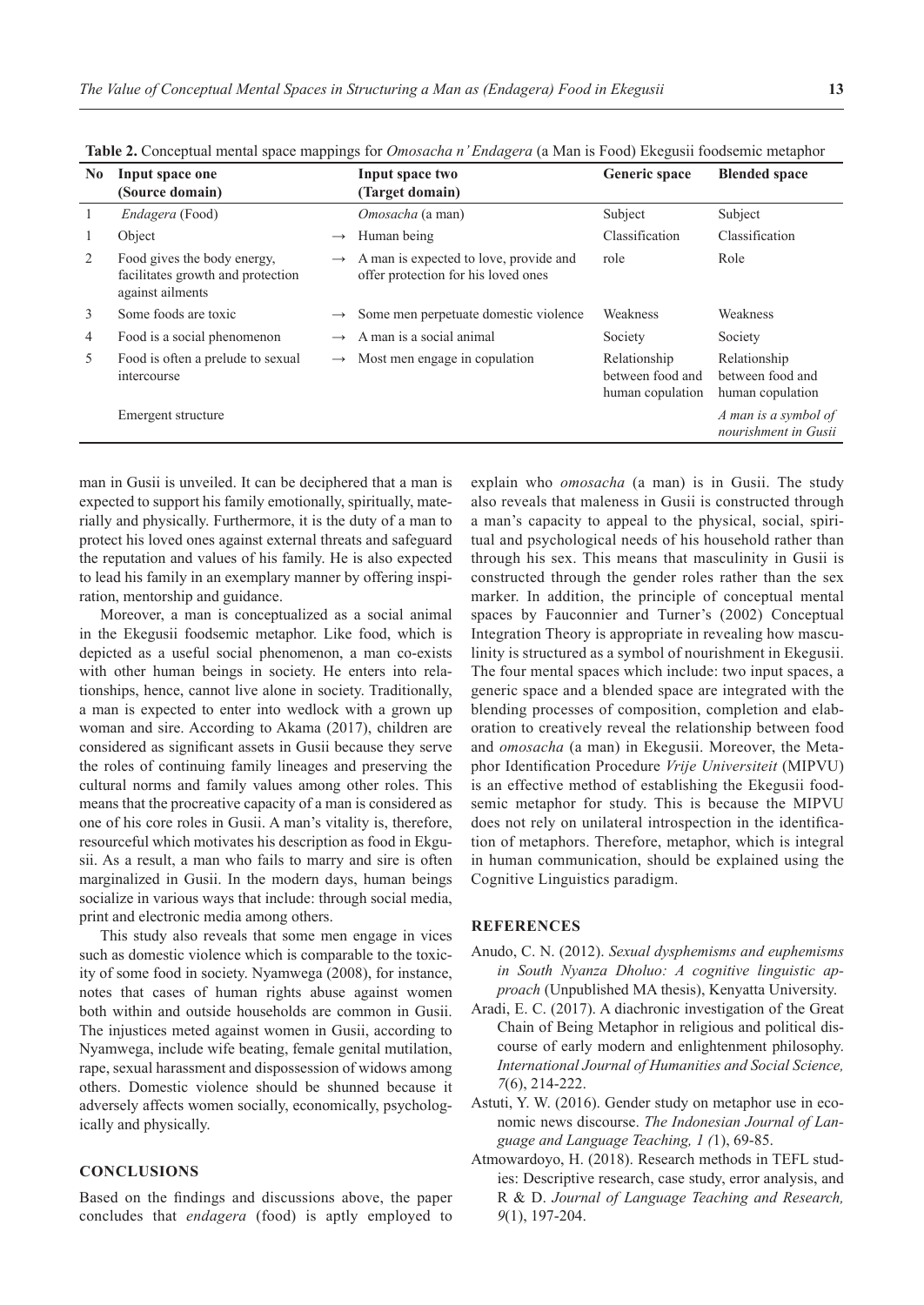**Table 2.** Conceptual mental space mappings for *Omosacha n' Endagera* (a Man is Food) Ekegusii foodsemic metaphor

| No | Input space one (Source domain) | | Input space two (Target domain) | Generic space | Blended space |
|---|---|---|---|---|---|
| 1 | *Endagera* (Food) | | *Omosacha* (a man) | Subject | Subject |
| 1 | Object | → | Human being | Classification | Classification |
| 2 | Food gives the body energy, facilitates growth and protection against ailments | → | A man is expected to love, provide and offer protection for his loved ones | role | Role |
| 3 | Some foods are toxic | → | Some men perpetuate domestic violence | Weakness | Weakness |
| 4 | Food is a social phenomenon | → | A man is a social animal | Society | Society |
| 5 | Food is often a prelude to sexual intercourse | → | Most men engage in copulation | Relationship between food and human copulation | Relationship between food and human copulation |
| | Emergent structure | | | | *A man is a symbol of nourishment in Gusii* |

man in Gusii is unveiled. It can be deciphered that a man is expected to support his family emotionally, spiritually, materially and physically. Furthermore, it is the duty of a man to protect his loved ones against external threats and safeguard the reputation and values of his family. He is also expected to lead his family in an exemplary manner by offering inspiration, mentorship and guidance.

Moreover, a man is conceptualized as a social animal in the Ekegusii foodsemic metaphor. Like food, which is depicted as a useful social phenomenon, a man co-exists with other human beings in society. He enters into relationships, hence, cannot live alone in society. Traditionally, a man is expected to enter into wedlock with a grown up woman and sire. According to Akama (2017), children are considered as significant assets in Gusii because they serve the roles of continuing family lineages and preserving the cultural norms and family values among other roles. This means that the procreative capacity of a man is considered as one of his core roles in Gusii. A man's vitality is, therefore, resourceful which motivates his description as food in Ekgusii. As a result, a man who fails to marry and sire is often marginalized in Gusii. In the modern days, human beings socialize in various ways that include: through social media, print and electronic media among others.

This study also reveals that some men engage in vices such as domestic violence which is comparable to the toxicity of some food in society. Nyamwega (2008), for instance, notes that cases of human rights abuse against women both within and outside households are common in Gusii. The injustices meted against women in Gusii, according to Nyamwega, include wife beating, female genital mutilation, rape, sexual harassment and dispossession of widows among others. Domestic violence should be shunned because it adversely affects women socially, economically, psychologically and physically.

## CONCLUSIONS

Based on the findings and discussions above, the paper concludes that *endagera* (food) is aptly employed to explain who *omosacha* (a man) is in Gusii. The study also reveals that maleness in Gusii is constructed through a man's capacity to appeal to the physical, social, spiritual and psychological needs of his household rather than through his sex. This means that masculinity in Gusii is constructed through the gender roles rather than the sex marker. In addition, the principle of conceptual mental spaces by Fauconnier and Turner's (2002) Conceptual Integration Theory is appropriate in revealing how masculinity is structured as a symbol of nourishment in Ekegusii. The four mental spaces which include: two input spaces, a generic space and a blended space are integrated with the blending processes of composition, completion and elaboration to creatively reveal the relationship between food and *omosacha* (a man) in Ekegusii. Moreover, the Metaphor Identification Procedure *Vrije Universiteit* (MIPVU) is an effective method of establishing the Ekegusii foodsemic metaphor for study. This is because the MIPVU does not rely on unilateral introspection in the identification of metaphors. Therefore, metaphor, which is integral in human communication, should be explained using the Cognitive Linguistics paradigm.

## REFERENCES

Anudo, C. N. (2012). *Sexual dysphemisms and euphemisms in South Nyanza Dholuo: A cognitive linguistic approach* (Unpublished MA thesis), Kenyatta University.

Aradi, E. C. (2017). A diachronic investigation of the Great Chain of Being Metaphor in religious and political discourse of early modern and enlightenment philosophy. *International Journal of Humanities and Social Science, 7*(6), 214-222.

Astuti, Y. W. (2016). Gender study on metaphor use in economic news discourse. *The Indonesian Journal of Language and Language Teaching, 1 (*1), 69-85.

Atmowardoyo, H. (2018). Research methods in TEFL studies: Descriptive research, case study, error analysis, and R & D. *Journal of Language Teaching and Research, 9*(1), 197-204.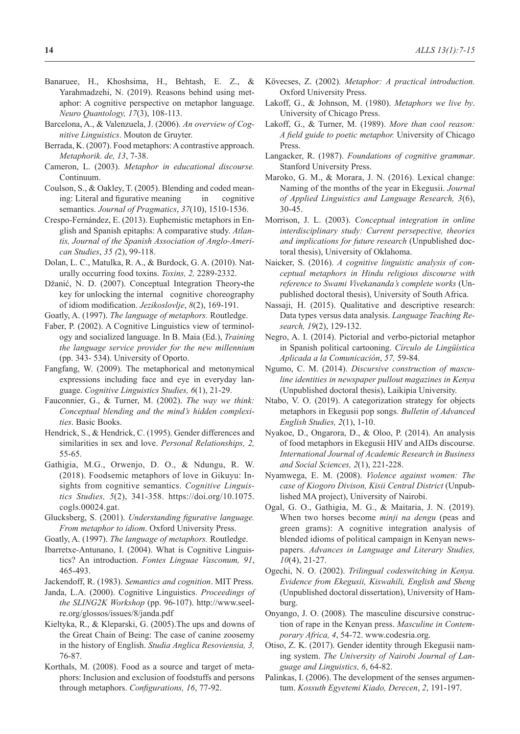Banaruee, H., Khoshsima, H., Behtash, E. Z., & Yarahmadzehi, N. (2019). Reasons behind using metaphor: A cognitive perspective on metaphor language. *Neuro Quantology, 17*(3), 108-113.

Barcelona, A., & Valenzuela, J. (2006). *An overview of Cognitive Linguistics*. Mouton de Gruyter.

Berrada, K. (2007). Food metaphors: A contrastive approach. *Metaphorik. de, 13*, 7-38.

Cameron, L. (2003). *Metaphor in educational discourse.* Continuum.

Coulson, S., & Oakley, T. (2005). Blending and coded meaning: Literal and figurative meaning in cognitive semantics. *Journal of Pragmatics*, *37*(10), 1510-1536.

Crespo-Fernández, E. (2013). Euphemistic metaphors in English and Spanish epitaphs: A comparative study. *Atlantis, Journal of the Spanish Association of Anglo-American Studies*, *35 (*2), 99-118.

Dolan, L. C., Matulka, R. A., & Burdock, G. A. (2010). Naturally occurring food toxins. *Toxins, 2,* 2289-2332.

Džanić, N. D. (2007). Conceptual Integration Theory-the key for unlocking the internal cognitive choreography of idiom modification. *Jezikoslovlje*, *8*(2), 169-191.

Goatly, A. (1997). *The language of metaphors.* Routledge.

Faber, P. (2002). A Cognitive Linguistics view of terminology and socialized language. In B. Maia (Ed.), *Training the language service provider for the new millennium* (pp. 343- 534). University of Oporto.

Fangfang, W. (2009). The metaphorical and metonymical expressions including face and eye in everyday language. *Cognitive Linguistics Studies, 6*(1), 21-29.

Fauconnier, G., & Turner, M. (2002). *The way we think: Conceptual blending and the mind's hidden complexities*. Basic Books.

Hendrick, S., & Hendrick, C. (1995). Gender differences and similarities in sex and love. *Personal Relationships, 2,* 55-65.

Gathigia, M.G., Orwenjo, D. O., & Ndungu, R. W. (2018). Foodsemic metaphors of love in Gikuyu: Insights from cognitive semantics. *Cognitive Linguistics Studies, 5*(2), 341-358. https://doi.org/10.1075.cogls.00024.gat.

Glucksberg, S. (2001). *Understanding figurative language. From metaphor to idiom*. Oxford University Press.

Goatly, A. (1997). *The language of metaphors.* Routledge.

Ibarretxe-Antunano, I. (2004). What is Cognitive Linguistics? An introduction. *Fontes Linguae Vasconum, 91*, 465-493.

Jackendoff, R. (1983). *Semantics and cognition*. MIT Press.

Janda, L.A. (2000). Cognitive Linguistics. *Proceedings of the SLING2K Workshop* (pp. 96-107). http://www.seelrc.org/glossos/issues/8/janda.pdf

Kieltyka, R., & Kleparski, G. (2005).The ups and downs of the Great Chain of Being: The case of canine zoosemy in the history of English. *Studia Anglica Resoviensia, 3,* 76-87.

Korthals, M. (2008). Food as a source and target of metaphors: Inclusion and exclusion of foodstuffs and persons through metaphors. *Configurations, 16*, 77-92.

Kövecses, Z. (2002). *Metaphor: A practical introduction.* Oxford University Press.

Lakoff, G., & Johnson, M. (1980). *Metaphors we live by*. University of Chicago Press.

Lakoff, G., & Turner, M. (1989). *More than cool reason: A field guide to poetic metaphor.* University of Chicago Press.

Langacker, R. (1987). *Foundations of cognitive grammar*. Stanford University Press.

Maroko, G. M., & Morara, J. N. (2016). Lexical change: Naming of the months of the year in Ekegusii. *Journal of Applied Linguistics and Language Research, 3*(6), 30-45.

Morrison, J. L. (2003). *Conceptual integration in online interdisciplinary study: Current persepective, theories and implications for future research* (Unpublished doctoral thesis), University of Oklahoma.

Naicker, S. (2016). *A cognitive linguistic analysis of conceptual metaphors in Hindu religious discourse with reference to Swami Vivekananda's complete works* (Unpublished doctoral thesis), University of South Africa.

Nassaji, H. (2015). Qualitative and descriptive research: Data types versus data analysis. *Language Teaching Research, 19*(2), 129-132.

Negro, A. I. (2014). Pictorial and verbo-pictorial metaphor in Spanish political cartooning. *Círculo de Lingüística Aplicada a la Comunicación*, *57,* 59-84.

Ngumo, C. M. (2014). *Discursive construction of masculine identities in newspaper pullout magazines in Kenya* (Unpublished doctoral thesis), Laikipia University.

Ntabo, V. O. (2019). A categorization strategy for objects metaphors in Ekegusii pop songs. *Bulletin of Advanced English Studies, 2*(1), 1-10.

Nyakoe, D., Ongarora, D., & Oloo, P. (2014). An analysis of food metaphors in Ekegusii HIV and AIDs discourse. *International Journal of Academic Research in Business and Social Sciences, 2*(1), 221-228.

Nyamwega, E. M. (2008). *Violence against women: The case of Kiogoro Divison, Kisii Central District* (Unpublished MA project), University of Nairobi.

Ogal, G. O., Gathigia, M. G., & Maitaria, J. N. (2019). When two horses become *minji na dengu* (peas and green grams): A cognitive integration analysis of blended idioms of political campaign in Kenyan newspapers. *Advances in Language and Literary Studies, 10*(4), 21-27.

Ogechi, N. O. (2002). *Trilingual codeswitching in Kenya. Evidence from Ekegusii, Kiswahili, English and Sheng* (Unpublished doctoral dissertation), University of Hamburg.

Onyango, J. O. (2008). The masculine discursive construction of rape in the Kenyan press. *Masculine in Contemporary Africa, 4*, 54-72. www.codesria.org.

Otiso, Z. K. (2017). Gender identity through Ekegusii naming system. *The University of Nairobi Journal of Language and Linguistics, 6*, 64-82.

Palinkas, I. (2006). The development of the senses argumentum. *Kossuth Egyetemi Kiado, Derecen*, *2*, 191-197.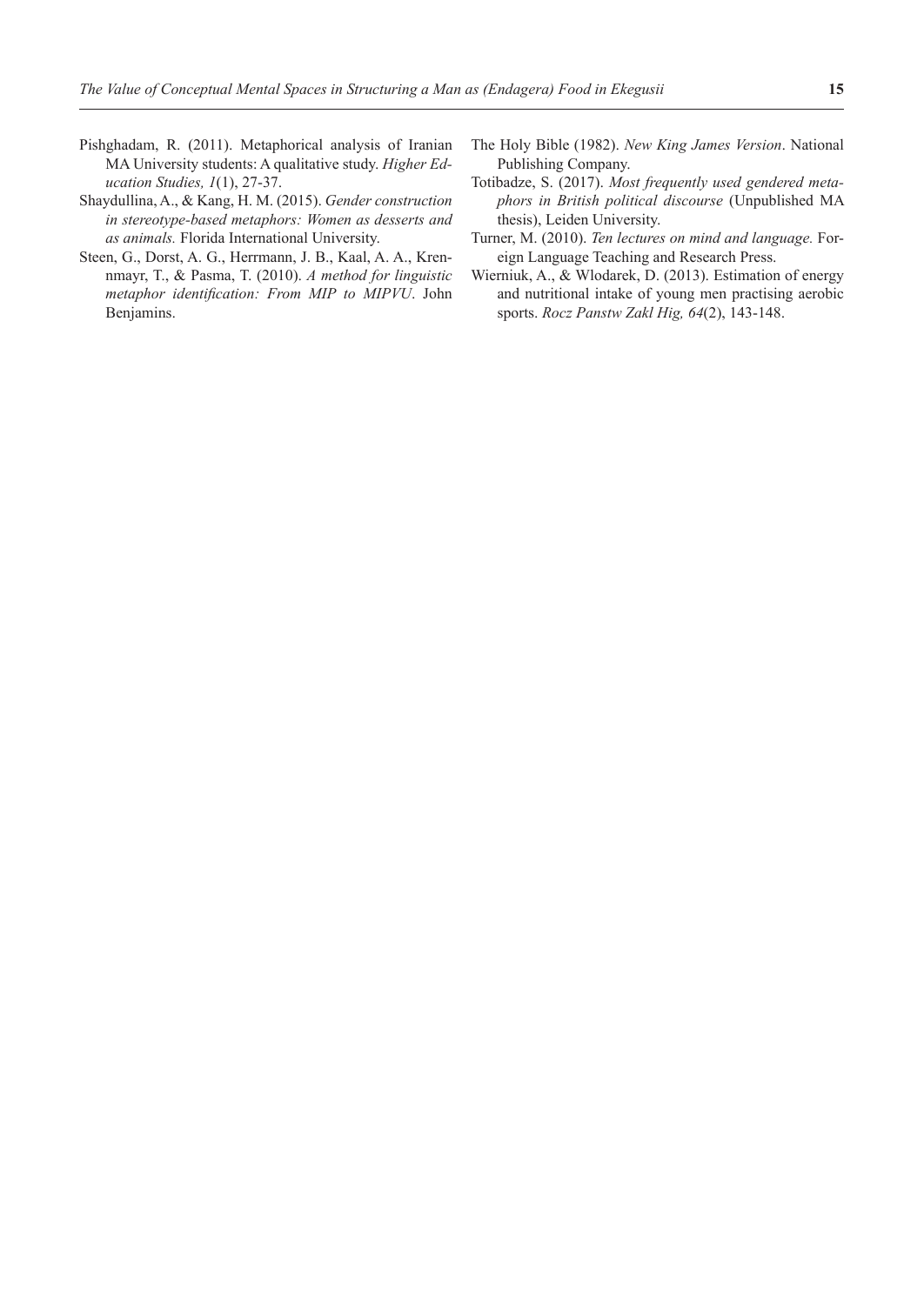Pishghadam, R. (2011). Metaphorical analysis of Iranian MA University students: A qualitative study. *Higher Education Studies, 1*(1), 27-37.

Shaydullina, A., & Kang, H. M. (2015). *Gender construction in stereotype-based metaphors: Women as desserts and as animals.* Florida International University.

Steen, G., Dorst, A. G., Herrmann, J. B., Kaal, A. A., Krennmayr, T., & Pasma, T. (2010). *A method for linguistic metaphor identification: From MIP to MIPVU*. John Benjamins.

The Holy Bible (1982). *New King James Version*. National Publishing Company.

Totibadze, S. (2017). *Most frequently used gendered metaphors in British political discourse* (Unpublished MA thesis), Leiden University.

Turner, M. (2010). *Ten lectures on mind and language.* Foreign Language Teaching and Research Press.

Wierniuk, A., & Wlodarek, D. (2013). Estimation of energy and nutritional intake of young men practising aerobic sports. *Rocz Panstw Zakl Hig, 64*(2), 143-148.